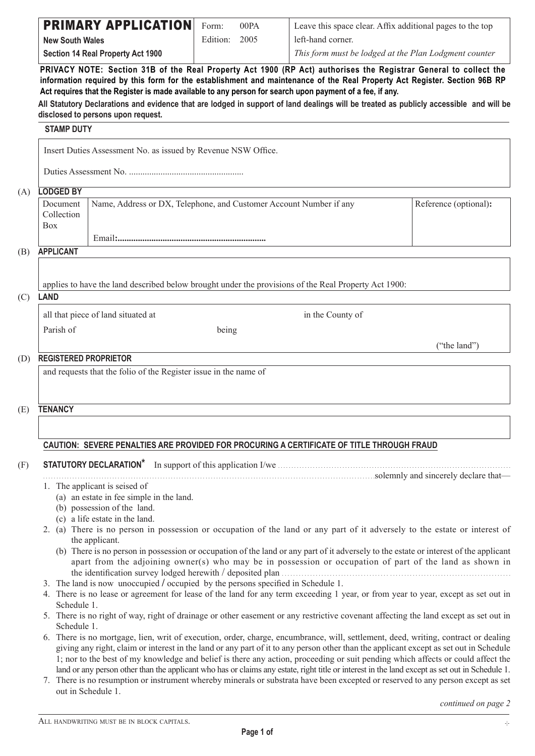# PRIMARY APPLICATION

| **New South Wales**<br>**Section 14 Real Property Act 1900** | Form: 00PA<br>Edition: 2005 | Leave this space clear. Affix additional pages to the top left-hand corner.<br>*This form must be lodged at the Plan Lodgment counter* |
|---|---|---|

**PRIVACY NOTE: Section 31B of the Real Property Act 1900 (RP Act) authorises the Registrar General to collect the information required by this form for the establishment and maintenance of the Real Property Act Register. Section 96B RP Act requires that the Register is made available to any person for search upon payment of a fee, if any.**

**All Statutory Declarations and evidence that are lodged in support of land dealings will be treated as publicly accessible and will be disclosed to persons upon request.**

**STAMP DUTY**

Insert Duties Assessment No. as issued by Revenue NSW Office.

Duties Assessment No. ..................................................

(A) **LODGED BY**

| Document Collection Box | Name, Address or DX, Telephone, and Customer Account Number if any<br><br>Email:................................................................ | Reference (optional): |
|---|---|---|

(B) **APPLICANT**

applies to have the land described below brought under the provisions of the Real Property Act 1900:

(C) **LAND**

all that piece of land situated at in the County of

Parish of being

("the land")

(D) **REGISTERED PROPRIETOR**

and requests that the folio of the Register issue in the name of

(E) **TENANCY**

**CAUTION: SEVERE PENALTIES ARE PROVIDED FOR PROCURING A CERTIFICATE OF TITLE THROUGH FRAUD**

(F) **STATUTORY DECLARATION*** In support of this application I/we ................................................................................................................................................................................................solemnly and sincerely declare that—

1. The applicant is seised of
   (a) an estate in fee simple in the land.
   (b) possession of the land.
   (c) a life estate in the land.
2. (a) There is no person in possession or occupation of the land or any part of it adversely to the estate or interest of the applicant.
   (b) There is no person in possession or occupation of the land or any part of it adversely to the estate or interest of the applicant apart from the adjoining owner(s) who may be in possession or occupation of part of the land as shown in the identification survey lodged herewith / deposited plan ..........................................................................................
3. The land is now unoccupied / occupied by the persons specified in Schedule 1.
4. There is no lease or agreement for lease of the land for any term exceeding 1 year, or from year to year, except as set out in Schedule 1.
5. There is no right of way, right of drainage or other easement or any restrictive covenant affecting the land except as set out in Schedule 1.
6. There is no mortgage, lien, writ of execution, order, charge, encumbrance, will, settlement, deed, writing, contract or dealing giving any right, claim or interest in the land or any part of it to any person other than the applicant except as set out in Schedule 1; nor to the best of my knowledge and belief is there any action, proceeding or suit pending which affects or could affect the land or any person other than the applicant who has or claims any estate, right title or interest in the land except as set out in Schedule 1.
7. There is no resumption or instrument whereby minerals or substrata have been excepted or reserved to any person except as set out in Schedule 1.

*continued on page 2*

All handwriting must be in block capitals.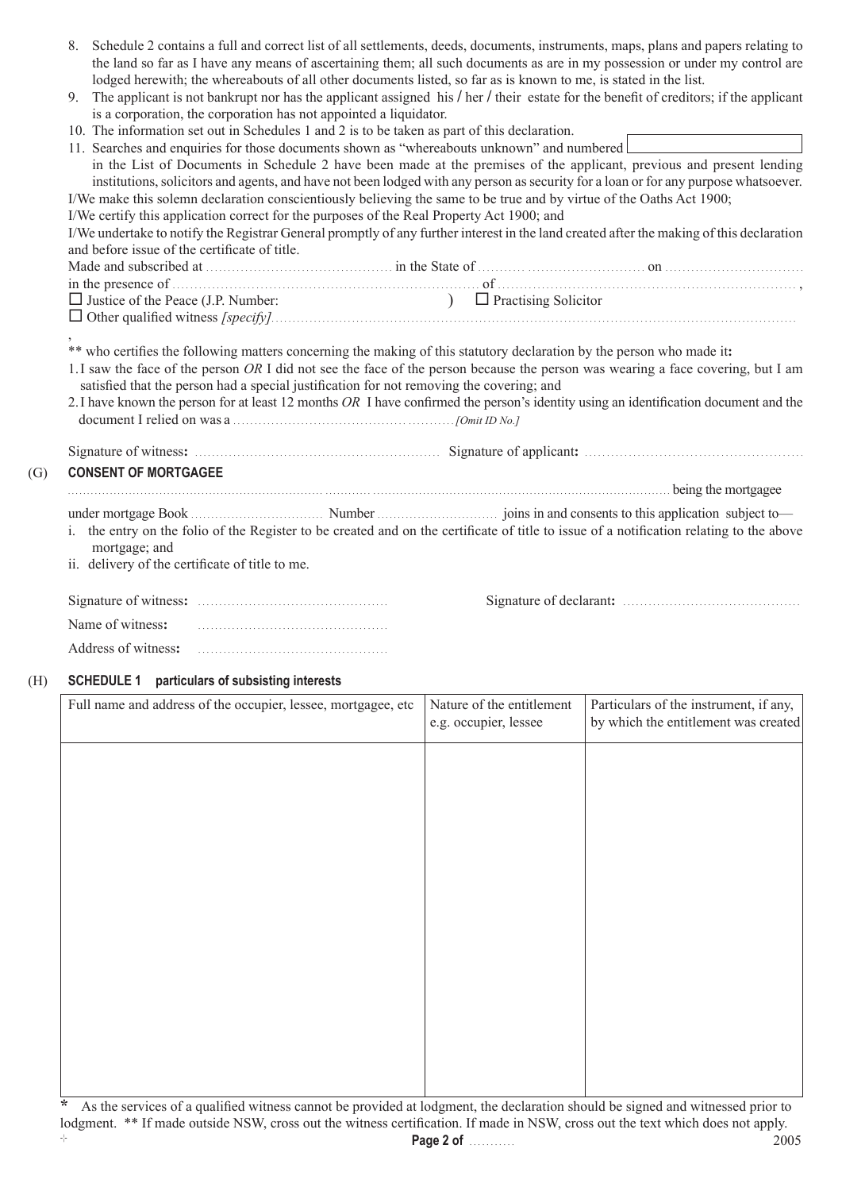8. Schedule 2 contains a full and correct list of all settlements, deeds, documents, instruments, maps, plans and papers relating to the land so far as I have any means of ascertaining them; all such documents as are in my possession or under my control are lodged herewith; the whereabouts of all other documents listed, so far as is known to me, is stated in the list.
9. The applicant is not bankrupt nor has the applicant assigned his / her / their estate for the benefit of creditors; if the applicant is a corporation, the corporation has not appointed a liquidator.
10. The information set out in Schedules 1 and 2 is to be taken as part of this declaration.
11. Searches and enquiries for those documents shown as "whereabouts unknown" and numbered [ ] in the List of Documents in Schedule 2 have been made at the premises of the applicant, previous and present lending institutions, solicitors and agents, and have not been lodged with any person as security for a loan or for any purpose whatsoever.

I/We make this solemn declaration conscientiously believing the same to be true and by virtue of the Oaths Act 1900;
I/We certify this application correct for the purposes of the Real Property Act 1900; and
I/We undertake to notify the Registrar General promptly of any further interest in the land created after the making of this declaration and before issue of the certificate of title.

Made and subscribed at .................... in the State of .................... on ....................
in the presence of .................... of .................... ,
☐ Justice of the Peace (J.P. Number: ) ☐ Practising Solicitor
☐ Other qualified witness *[specify]*....................
,
** who certifies the following matters concerning the making of this statutory declaration by the person who made it**:**

1. I saw the face of the person *OR* I did not see the face of the person because the person was wearing a face covering, but I am satisfied that the person had a special justification for not removing the covering; and
2. I have known the person for at least 12 months *OR* I have confirmed the person's identity using an identification document and the document I relied on was a .................... *[Omit ID No.]*

Signature of witness**:** .................... Signature of applicant**:** ....................

(G) **CONSENT OF MORTGAGEE**

.................... being the mortgagee under mortgage Book .................... Number .................... joins in and consents to this application subject to—

i. the entry on the folio of the Register to be created and on the certificate of title to issue of a notification relating to the above mortgage; and
ii. delivery of the certificate of title to me.

Signature of witness**:** .................... Signature of declarant**:** ....................

Name of witness**:** ....................

Address of witness**:** ....................

(H) **SCHEDULE 1 particulars of subsisting interests**

| Full name and address of the occupier, lessee, mortgagee, etc | Nature of the entitlement e.g. occupier, lessee | Particulars of the instrument, if any, by which the entitlement was created |
|---|---|---|
| | | |

\* As the services of a qualified witness cannot be provided at lodgment, the declaration should be signed and witnessed prior to lodgment. ** If made outside NSW, cross out the witness certification. If made in NSW, cross out the text which does not apply.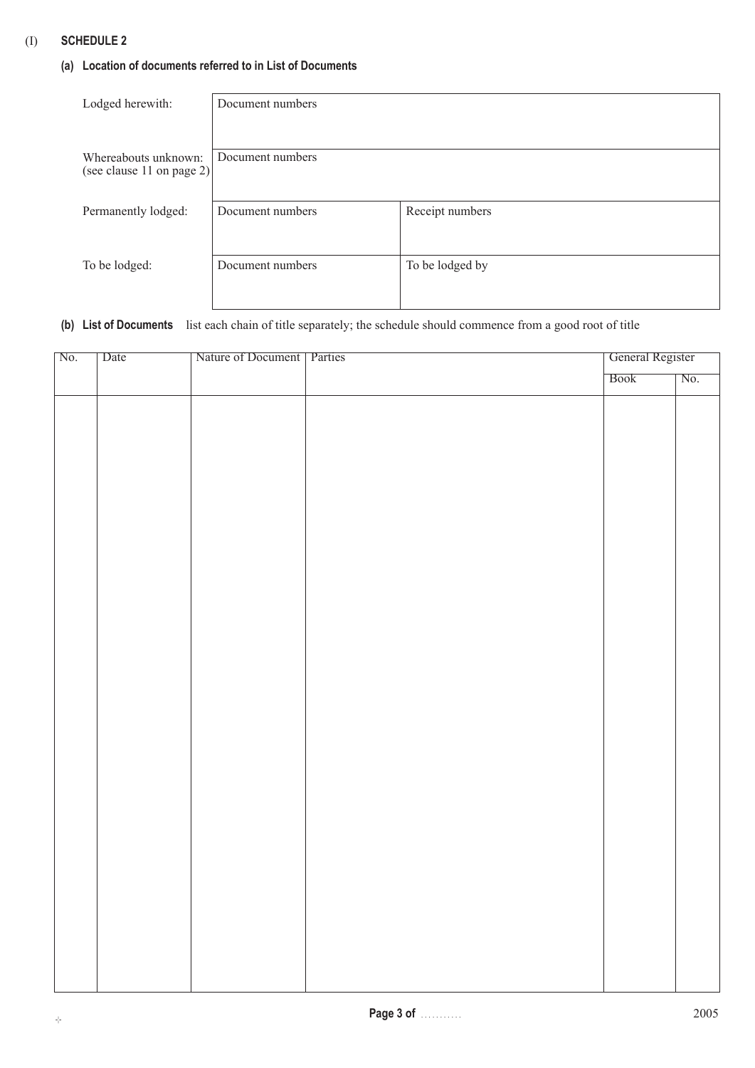(I) **SCHEDULE 2**

**(a) Location of documents referred to in List of Documents**

| | | |
|---|---|---|
| Lodged herewith: | Document numbers | |
| Whereabouts unknown: (see clause 11 on page 2) | Document numbers | |
| Permanently lodged: | Document numbers | Receipt numbers |
| To be lodged: | Document numbers | To be lodged by |

**(b) List of Documents** list each chain of title separately; the schedule should commence from a good root of title

| No. | Date | Nature of Document | Parties | General Register | |
|---|---|---|---|---|---|
| | | | | Book | No. |
| | | | | | |

Page 3 of ..........

2005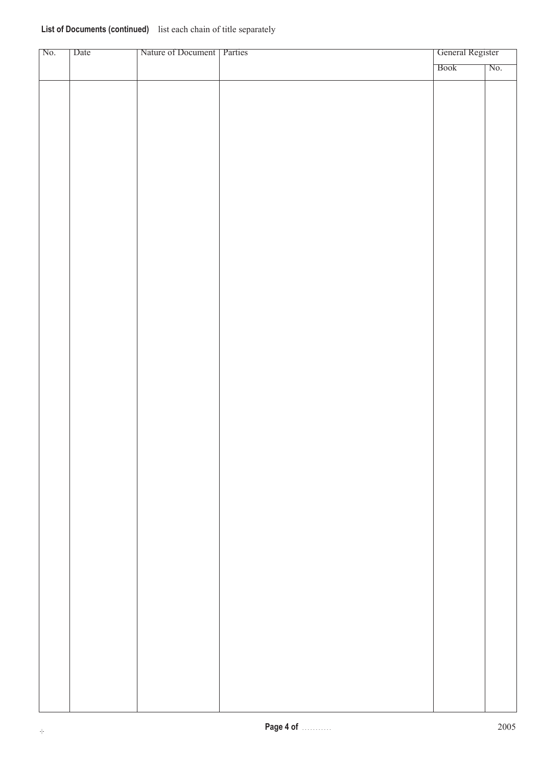**List of Documents (continued)** list each chain of title separately

| No. | Date | Nature of Document | Parties | General Register | |
|---|---|---|---|---|---|
| | | | | Book | No. |
| | | | | | |